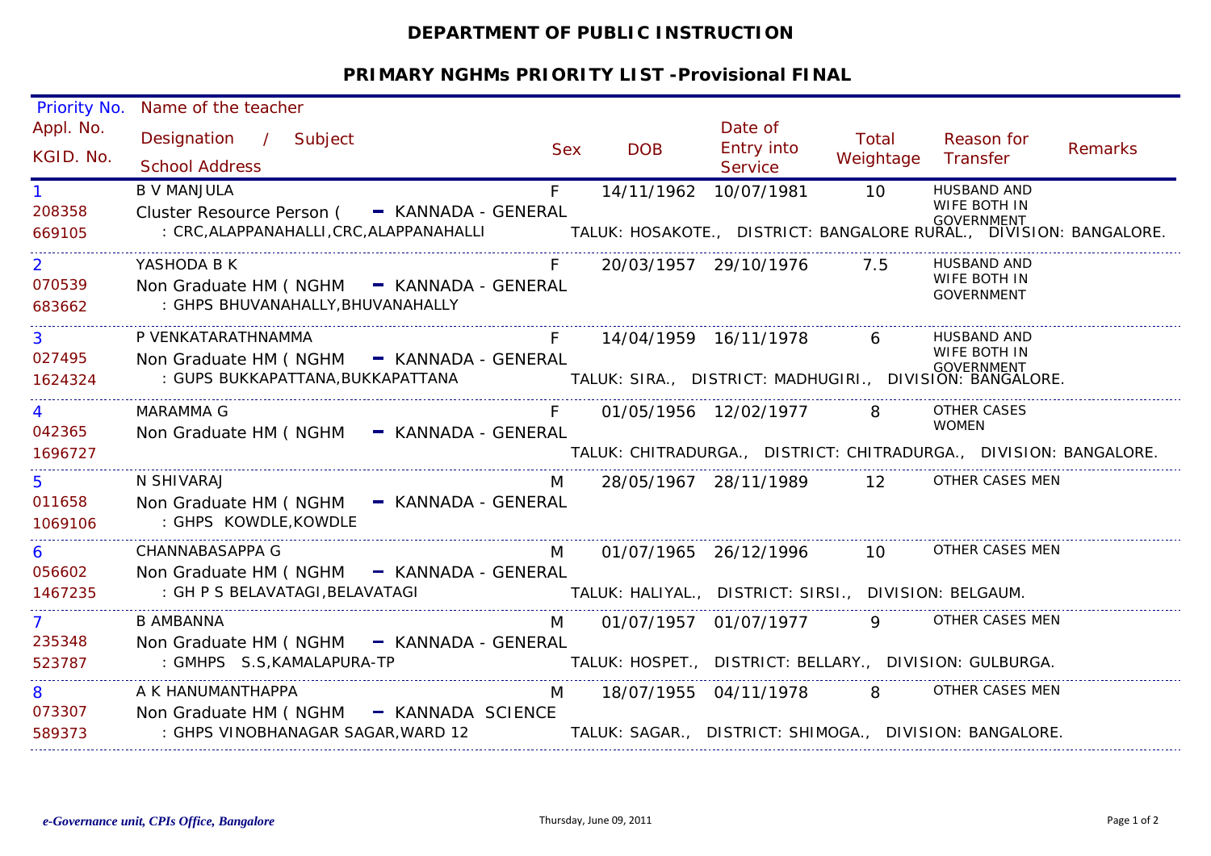**DEPARTMENT OF PUBLIC INSTRUCTION**

**PRIMARY NGHMs PRIORITY LIST -Provisional FINAL**

| Priority No. / Appl. No. / KGID. No. | Name of the teacher / Designation / Subject / School Address | Sex | DOB | Date of Entry into Service | Total Weightage | Reason for Transfer | Remarks |
|---|---|---|---|---|---|---|---|
| 1 / 208358 / 669105 | B V MANJULA / Cluster Resource Person ( - KANNADA - GENERAL / : CRC,ALAPPANAHALLI,CRC,ALAPPANAHALLI TALUK: HOSAKOTE., DISTRICT: BANGALORE RURAL., DIVISION: BANGALORE. | F | 14/11/1962 | 10/07/1981 | 10 | HUSBAND AND WIFE BOTH IN GOVERNMENT | |
| 2 / 070539 / 683662 | YASHODA B K / Non Graduate HM ( NGHM - KANNADA - GENERAL / : GHPS BHUVANAHALLY,BHUVANAHALLY | F | 20/03/1957 | 29/10/1976 | 7.5 | HUSBAND AND WIFE BOTH IN GOVERNMENT | |
| 3 / 027495 / 1624324 | P VENKATARATHNAMMA / Non Graduate HM ( NGHM - KANNADA - GENERAL / : GUPS BUKKAPATTANA,BUKKAPATTANA TALUK: SIRA., DISTRICT: MADHUGIRI., DIVISION: BANGALORE. | F | 14/04/1959 | 16/11/1978 | 6 | HUSBAND AND WIFE BOTH IN GOVERNMENT | |
| 4 / 042365 / 1696727 | MARAMMA G / Non Graduate HM ( NGHM - KANNADA - GENERAL / TALUK: CHITRADURGA., DISTRICT: CHITRADURGA., DIVISION: BANGALORE. | F | 01/05/1956 | 12/02/1977 | 8 | OTHER CASES WOMEN | |
| 5 / 011658 / 1069106 | N SHIVARAJ / Non Graduate HM ( NGHM - KANNADA - GENERAL / : GHPS KOWDLE,KOWDLE | M | 28/05/1967 | 28/11/1989 | 12 | OTHER CASES MEN | |
| 6 / 056602 / 1467235 | CHANNABASAPPA G / Non Graduate HM ( NGHM - KANNADA - GENERAL / : GH P S BELAVATAGI,BELAVATAGI TALUK: HALIYAL., DISTRICT: SIRSI., DIVISION: BELGAUM. | M | 01/07/1965 | 26/12/1996 | 10 | OTHER CASES MEN | |
| 7 / 235348 / 523787 | B AMBANNA / Non Graduate HM ( NGHM - KANNADA - GENERAL / : GMHPS S.S,KAMALAPURA-TP TALUK: HOSPET., DISTRICT: BELLARY., DIVISION: GULBURGA. | M | 01/07/1957 | 01/07/1977 | 9 | OTHER CASES MEN | |
| 8 / 073307 / 589373 | A K HANUMANTHAPPA / Non Graduate HM ( NGHM - KANNADA SCIENCE / : GHPS VINOBHANAGAR SAGAR,WARD 12 TALUK: SAGAR., DISTRICT: SHIMOGA., DIVISION: BANGALORE. | M | 18/07/1955 | 04/11/1978 | 8 | OTHER CASES MEN | |

*e-Governance unit, CPIs Office, Bangalore* Thursday, June 09, 2011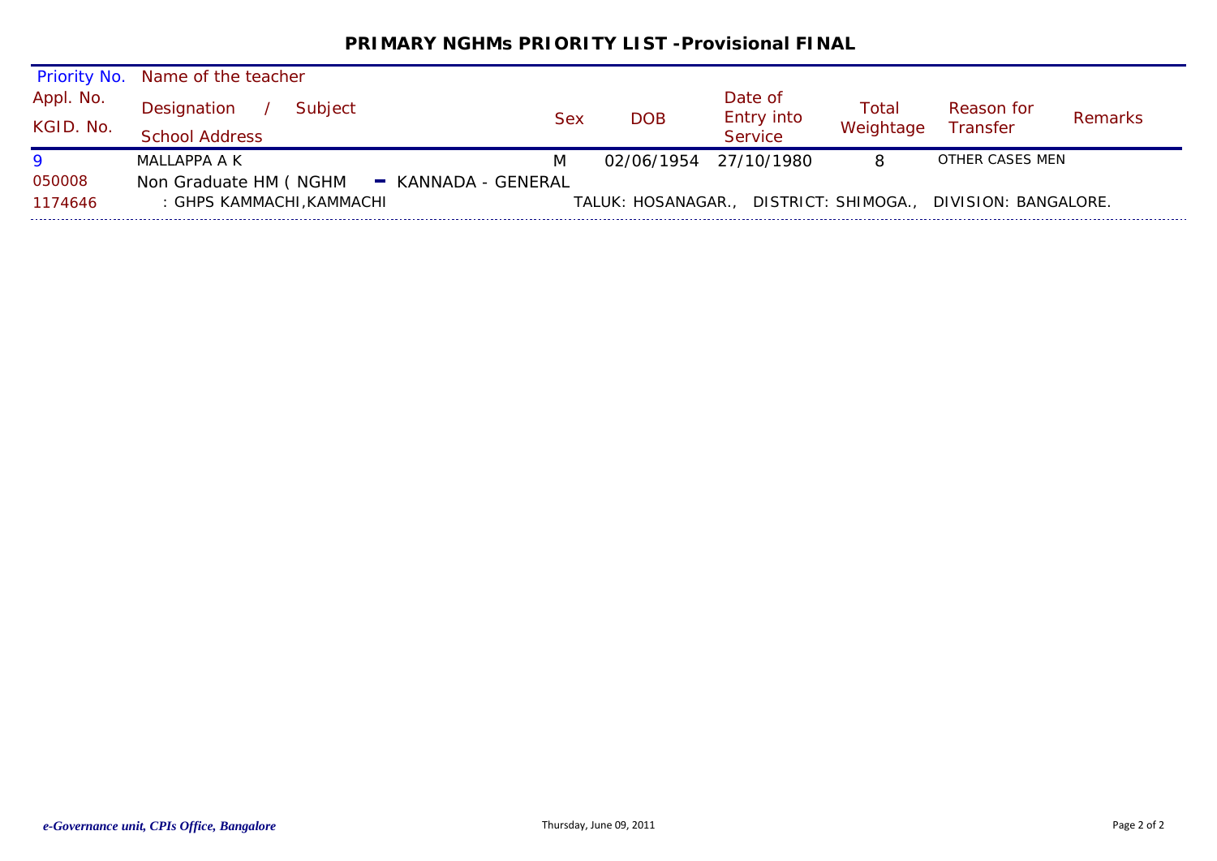## PRIMARY NGHMs PRIORITY LIST -Provisional FINAL

| Priority No.<br>Appl. No.<br>KGID. No. | Name of the teacher<br>Designation / Subject<br>School Address | Sex | DOB | Date of Entry into Service | Total Weightage | Reason for Transfer | Remarks |
|---|---|---|---|---|---|---|---|
| 9<br>050008<br>1174646 | MALLAPPA A K<br>Non Graduate HM ( NGHM - KANNADA - GENERAL<br>: GHPS KAMMACHI,KAMMACHI TALUK: HOSANAGAR., DISTRICT: SHIMOGA., DIVISION: BANGALORE. | M | 02/06/1954 | 27/10/1980 | 8 | OTHER CASES MEN | |

*e-Governance unit, CPIs Office, Bangalore*

Thursday, June 09, 2011